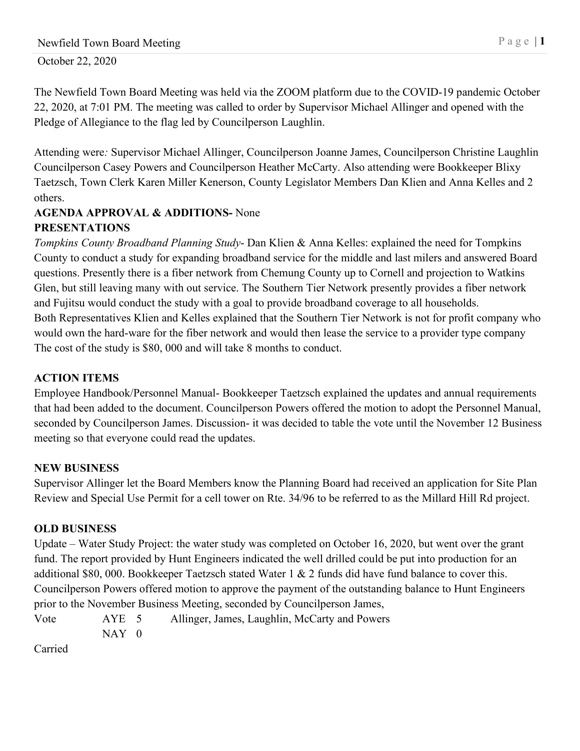October 22, 2020

The Newfield Town Board Meeting was held via the ZOOM platform due to the COVID-19 pandemic October 22, 2020, at 7:01 PM. The meeting was called to order by Supervisor Michael Allinger and opened with the Pledge of Allegiance to the flag led by Councilperson Laughlin.

Attending were*:* Supervisor Michael Allinger, Councilperson Joanne James, Councilperson Christine Laughlin Councilperson Casey Powers and Councilperson Heather McCarty. Also attending were Bookkeeper Blixy Taetzsch, Town Clerk Karen Miller Kenerson, County Legislator Members Dan Klien and Anna Kelles and 2 others.

**AGENDA APPROVAL & ADDITIONS-** None

**PRESENTATIONS**

*Tompkins County Broadband Planning Study*- Dan Klien & Anna Kelles: explained the need for Tompkins County to conduct a study for expanding broadband service for the middle and last milers and answered Board questions. Presently there is a fiber network from Chemung County up to Cornell and projection to Watkins Glen, but still leaving many with out service. The Southern Tier Network presently provides a fiber network and Fujitsu would conduct the study with a goal to provide broadband coverage to all households.
Both Representatives Klien and Kelles explained that the Southern Tier Network is not for profit company who would own the hard-ware for the fiber network and would then lease the service to a provider type company The cost of the study is $80, 000 and will take 8 months to conduct.

**ACTION ITEMS**

Employee Handbook/Personnel Manual- Bookkeeper Taetzsch explained the updates and annual requirements that had been added to the document. Councilperson Powers offered the motion to adopt the Personnel Manual, seconded by Councilperson James. Discussion- it was decided to table the vote until the November 12 Business meeting so that everyone could read the updates.

**NEW BUSINESS**

Supervisor Allinger let the Board Members know the Planning Board had received an application for Site Plan Review and Special Use Permit for a cell tower on Rte. 34/96 to be referred to as the Millard Hill Rd project.

**OLD BUSINESS**

Update – Water Study Project: the water study was completed on October 16, 2020, but went over the grant fund. The report provided by Hunt Engineers indicated the well drilled could be put into production for an additional $80, 000. Bookkeeper Taetzsch stated Water 1 & 2 funds did have fund balance to cover this. Councilperson Powers offered motion to approve the payment of the outstanding balance to Hunt Engineers prior to the November Business Meeting, seconded by Councilperson James,

Vote AYE 5 Allinger, James, Laughlin, McCarty and Powers
NAY 0

Carried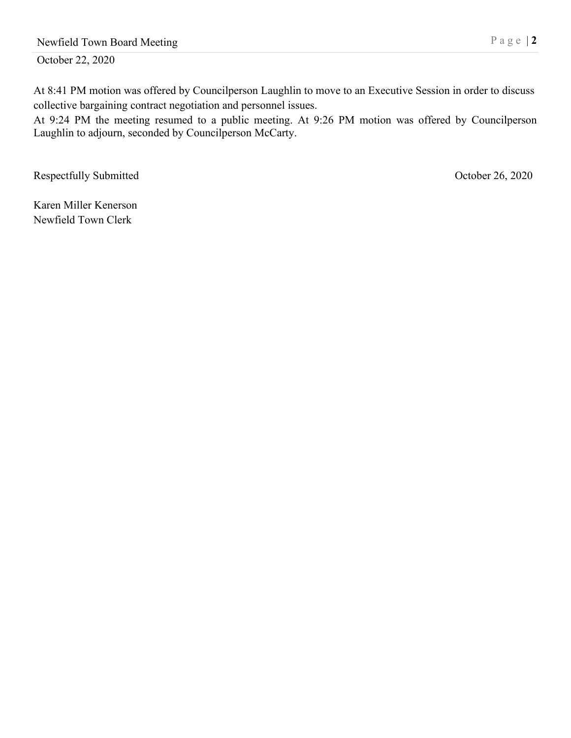At 8:41 PM motion was offered by Councilperson Laughlin to move to an Executive Session in order to discuss collective bargaining contract negotiation and personnel issues.

At 9:24 PM the meeting resumed to a public meeting. At 9:26 PM motion was offered by Councilperson Laughlin to adjourn, seconded by Councilperson McCarty.

Respectfully Submitted October 26, 2020

Karen Miller Kenerson
Newfield Town Clerk